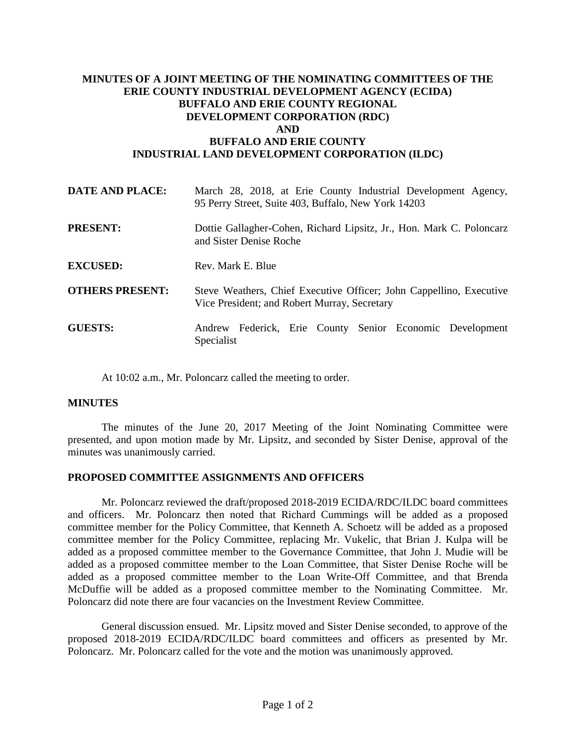# MINUTES OF A JOINT MEETING OF THE NOMINATING COMMITTEES OF THE ERIE COUNTY INDUSTRIAL DEVELOPMENT AGENCY (ECIDA) BUFFALO AND ERIE COUNTY REGIONAL DEVELOPMENT CORPORATION (RDC) AND BUFFALO AND ERIE COUNTY INDUSTRIAL LAND DEVELOPMENT CORPORATION (ILDC)

**DATE AND PLACE:** March 28, 2018, at Erie County Industrial Development Agency, 95 Perry Street, Suite 403, Buffalo, New York 14203

**PRESENT:** Dottie Gallagher-Cohen, Richard Lipsitz, Jr., Hon. Mark C. Poloncarz and Sister Denise Roche

**EXCUSED:** Rev. Mark E. Blue

**OTHERS PRESENT:** Steve Weathers, Chief Executive Officer; John Cappellino, Executive Vice President; and Robert Murray, Secretary

**GUESTS:** Andrew Federick, Erie County Senior Economic Development Specialist

At 10:02 a.m., Mr. Poloncarz called the meeting to order.

## MINUTES

The minutes of the June 20, 2017 Meeting of the Joint Nominating Committee were presented, and upon motion made by Mr. Lipsitz, and seconded by Sister Denise, approval of the minutes was unanimously carried.

## PROPOSED COMMITTEE ASSIGNMENTS AND OFFICERS

Mr. Poloncarz reviewed the draft/proposed 2018-2019 ECIDA/RDC/ILDC board committees and officers. Mr. Poloncarz then noted that Richard Cummings will be added as a proposed committee member for the Policy Committee, that Kenneth A. Schoetz will be added as a proposed committee member for the Policy Committee, replacing Mr. Vukelic, that Brian J. Kulpa will be added as a proposed committee member to the Governance Committee, that John J. Mudie will be added as a proposed committee member to the Loan Committee, that Sister Denise Roche will be added as a proposed committee member to the Loan Write-Off Committee, and that Brenda McDuffie will be added as a proposed committee member to the Nominating Committee. Mr. Poloncarz did note there are four vacancies on the Investment Review Committee.

General discussion ensued. Mr. Lipsitz moved and Sister Denise seconded, to approve of the proposed 2018-2019 ECIDA/RDC/ILDC board committees and officers as presented by Mr. Poloncarz. Mr. Poloncarz called for the vote and the motion was unanimously approved.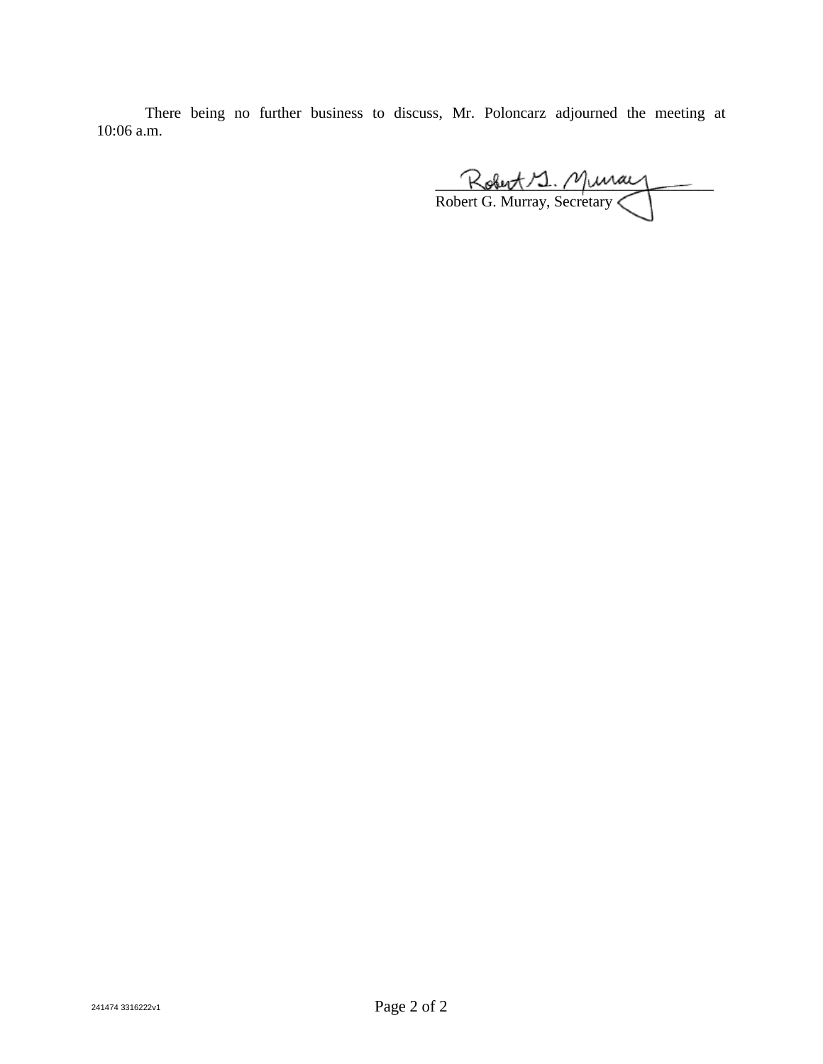There being no further business to discuss, Mr. Poloncarz adjourned the meeting at 10:06 a.m.

Robert G. Murray, Secretary

241474 3316222v1